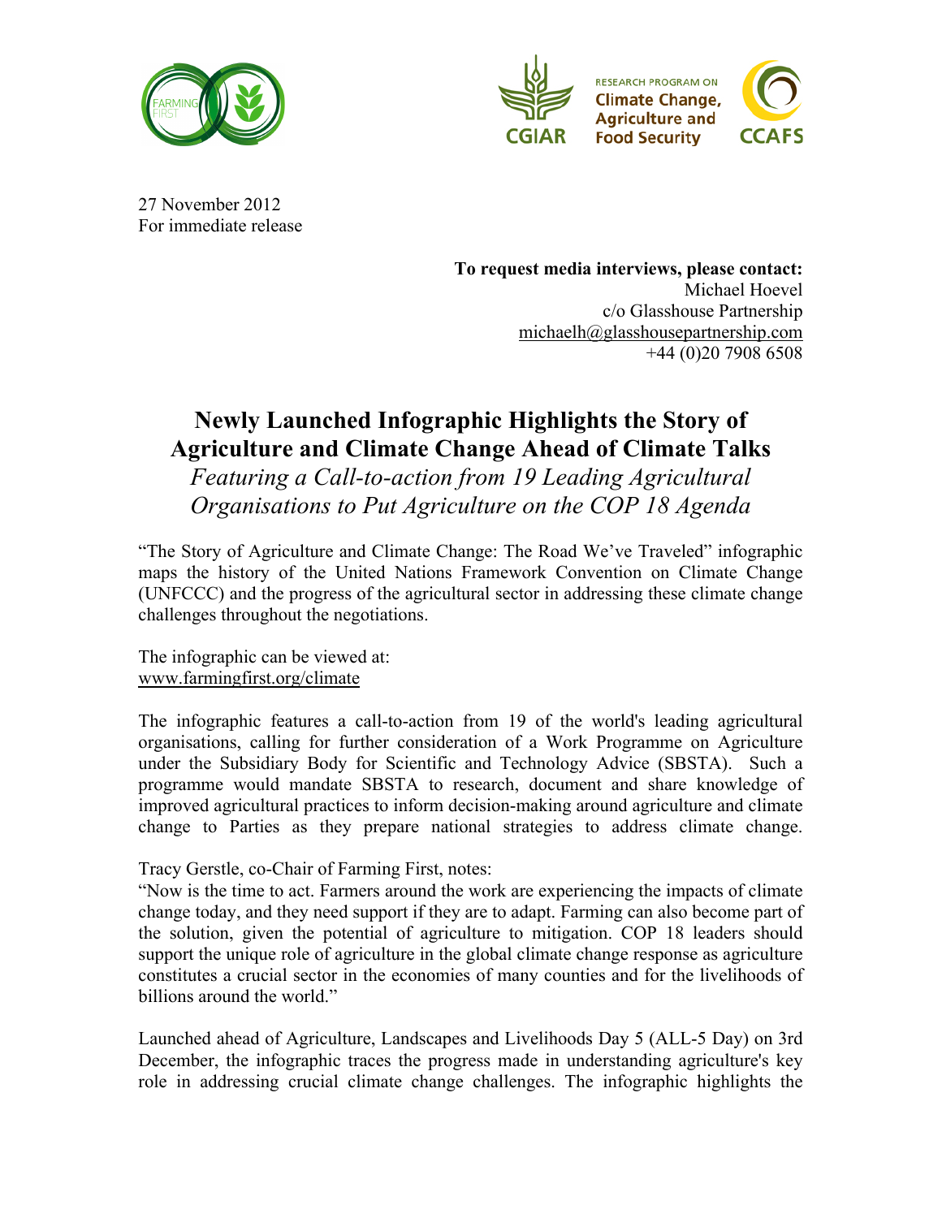27 November 2012
For immediate release

**To request media interviews, please contact:**
Michael Hoevel
c/o Glasshouse Partnership
michaelh@glasshousepartnership.com
+44 (0)20 7908 6508

# Newly Launched Infographic Highlights the Story of Agriculture and Climate Change Ahead of Climate Talks

*Featuring a Call-to-action from 19 Leading Agricultural Organisations to Put Agriculture on the COP 18 Agenda*

"The Story of Agriculture and Climate Change: The Road We've Traveled" infographic maps the history of the United Nations Framework Convention on Climate Change (UNFCCC) and the progress of the agricultural sector in addressing these climate change challenges throughout the negotiations.

The infographic can be viewed at:
www.farmingfirst.org/climate

The infographic features a call-to-action from 19 of the world's leading agricultural organisations, calling for further consideration of a Work Programme on Agriculture under the Subsidiary Body for Scientific and Technology Advice (SBSTA). Such a programme would mandate SBSTA to research, document and share knowledge of improved agricultural practices to inform decision-making around agriculture and climate change to Parties as they prepare national strategies to address climate change.

Tracy Gerstle, co-Chair of Farming First, notes:
"Now is the time to act. Farmers around the work are experiencing the impacts of climate change today, and they need support if they are to adapt. Farming can also become part of the solution, given the potential of agriculture to mitigation. COP 18 leaders should support the unique role of agriculture in the global climate change response as agriculture constitutes a crucial sector in the economies of many counties and for the livelihoods of billions around the world."

Launched ahead of Agriculture, Landscapes and Livelihoods Day 5 (ALL-5 Day) on 3rd December, the infographic traces the progress made in understanding agriculture's key role in addressing crucial climate change challenges. The infographic highlights the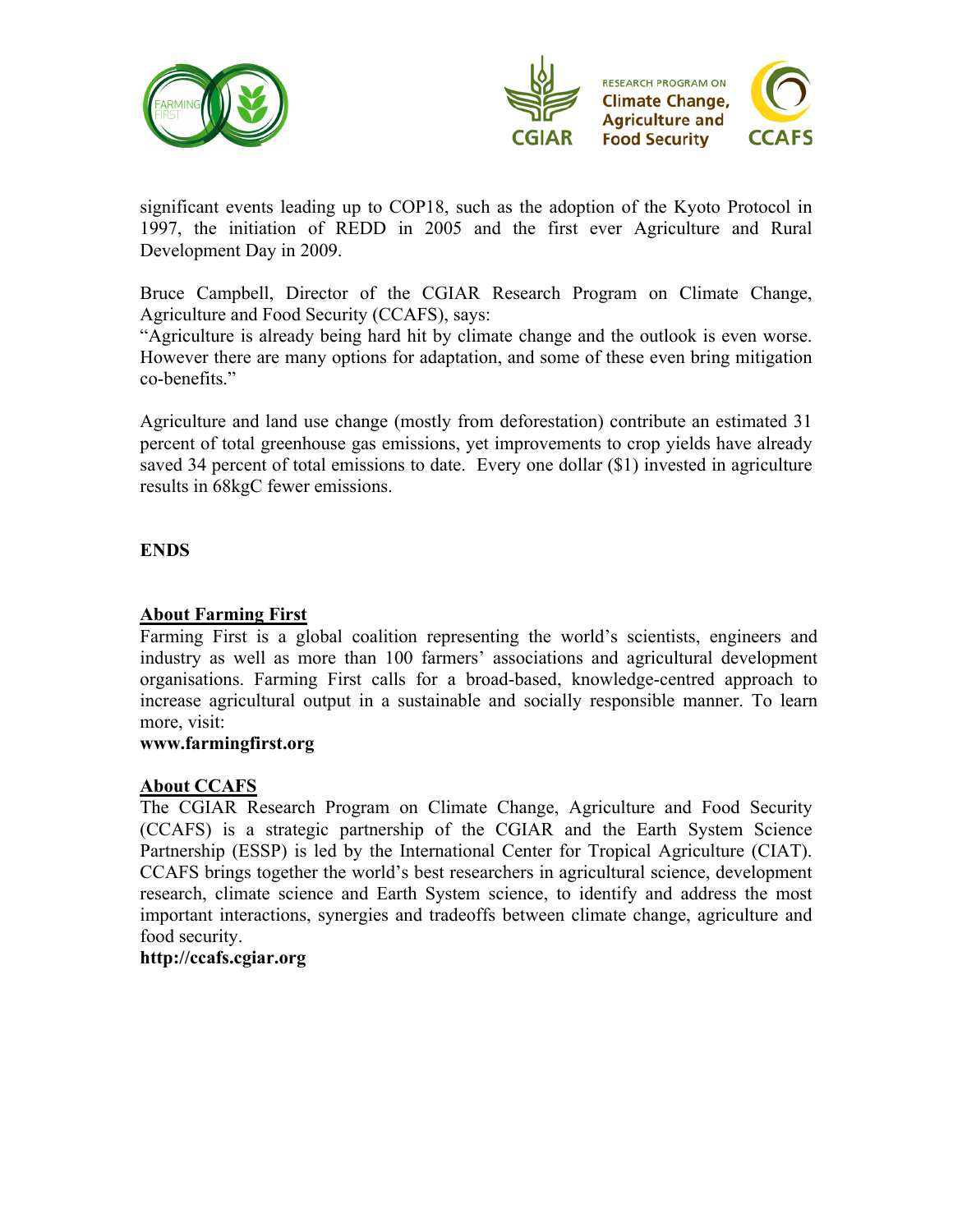significant events leading up to COP18, such as the adoption of the Kyoto Protocol in 1997, the initiation of REDD in 2005 and the first ever Agriculture and Rural Development Day in 2009.

Bruce Campbell, Director of the CGIAR Research Program on Climate Change, Agriculture and Food Security (CCAFS), says:
"Agriculture is already being hard hit by climate change and the outlook is even worse. However there are many options for adaptation, and some of these even bring mitigation co-benefits."

Agriculture and land use change (mostly from deforestation) contribute an estimated 31 percent of total greenhouse gas emissions, yet improvements to crop yields have already saved 34 percent of total emissions to date. Every one dollar ($1) invested in agriculture results in 68kgC fewer emissions.

**ENDS**

**About Farming First**

Farming First is a global coalition representing the world's scientists, engineers and industry as well as more than 100 farmers' associations and agricultural development organisations. Farming First calls for a broad-based, knowledge-centred approach to increase agricultural output in a sustainable and socially responsible manner. To learn more, visit:
**www.farmingfirst.org**

**About CCAFS**

The CGIAR Research Program on Climate Change, Agriculture and Food Security (CCAFS) is a strategic partnership of the CGIAR and the Earth System Science Partnership (ESSP) is led by the International Center for Tropical Agriculture (CIAT). CCAFS brings together the world's best researchers in agricultural science, development research, climate science and Earth System science, to identify and address the most important interactions, synergies and tradeoffs between climate change, agriculture and food security.
**http://ccafs.cgiar.org**